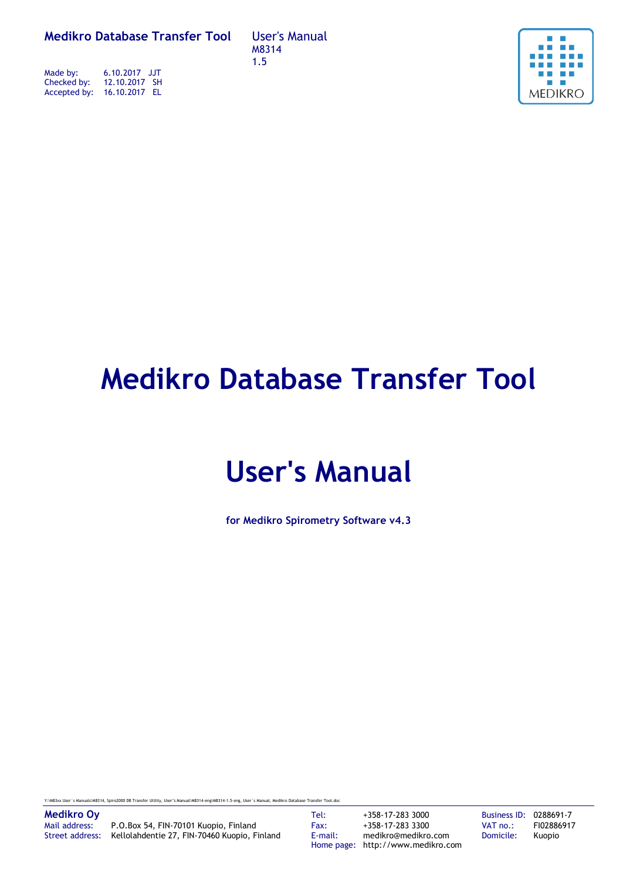**Medikro Database Transfer Tool**

User's Manual
M8314
1.5

| | | |
|---|---|---|
| Made by: | 6.10.2017 | JJT |
| Checked by: | 12.10.2017 | SH |
| Accepted by: | 16.10.2017 | EL |

# Medikro Database Transfer Tool

# User's Manual

**for Medikro Spirometry Software v4.3**

Y:\M83xx User´s Manuals\M8314, Spiro2000 DB Transfer Utility, User's Manual\M8314-eng\M8314-1.5-eng, User´s Manual, Medikro Database Transfer Tool.doc

**Medikro Oy**
Mail address: P.O.Box 54, FIN-70101 Kuopio, Finland
Street address: Kellolahdentie 27, FIN-70460 Kuopio, Finland

Tel: +358-17-283 3000
Fax: +358-17-283 3300
E-mail: medikro@medikro.com
Home page: http://www.medikro.com

Business ID: 0288691-7
VAT no.: FI02886917
Domicile: Kuopio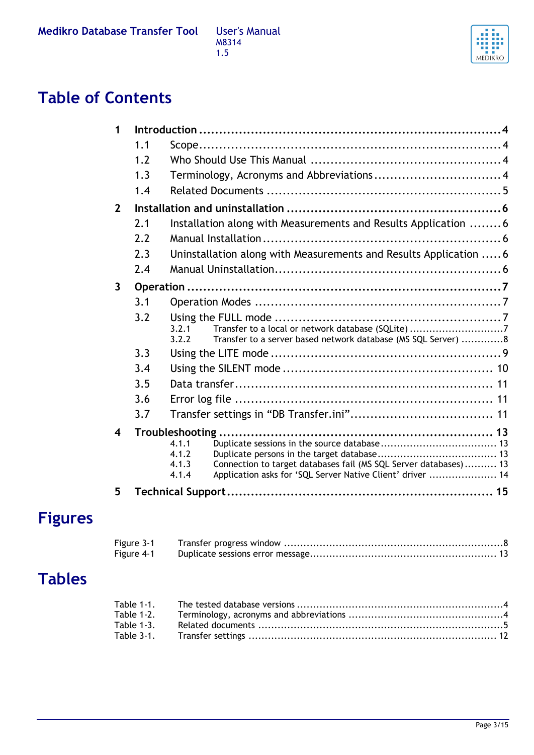# Table of Contents

1 Introduction ........................................................................ 4
  1.1 Scope ........................................................................ 4
  1.2 Who Should Use This Manual ........................................................................ 4
  1.3 Terminology, Acronyms and Abbreviations ........................................................................ 4
  1.4 Related Documents ........................................................................ 5
2 Installation and uninstallation ........................................................................ 6
  2.1 Installation along with Measurements and Results Application ........................................................................ 6
  2.2 Manual Installation ........................................................................ 6
  2.3 Uninstallation along with Measurements and Results Application ........................................................................ 6
  2.4 Manual Uninstallation ........................................................................ 6
3 Operation ........................................................................ 7
  3.1 Operation Modes ........................................................................ 7
  3.2 Using the FULL mode ........................................................................ 7
    3.2.1 Transfer to a local or network database (SQLite) ........................................................................ 7
    3.2.2 Transfer to a server based network database (MS SQL Server) ........................................................................ 8
  3.3 Using the LITE mode ........................................................................ 9
  3.4 Using the SILENT mode ........................................................................ 10
  3.5 Data transfer ........................................................................ 11
  3.6 Error log file ........................................................................ 11
  3.7 Transfer settings in “DB Transfer.ini” ........................................................................ 11
4 Troubleshooting ........................................................................ 13
    4.1.1 Duplicate sessions in the source database ........................................................................ 13
    4.1.2 Duplicate persons in the target database ........................................................................ 13
    4.1.3 Connection to target databases fail (MS SQL Server databases) ........................................................................ 13
    4.1.4 Application asks for ‘SQL Server Native Client’ driver ........................................................................ 14
5 Technical Support ........................................................................ 15

# Figures

Figure 3-1 Transfer progress window ........................................................................ 8
Figure 4-1 Duplicate sessions error message ........................................................................ 13

# Tables

Table 1-1. The tested database versions ........................................................................ 4
Table 1-2. Terminology, acronyms and abbreviations ........................................................................ 4
Table 1-3. Related documents ........................................................................ 5
Table 3-1. Transfer settings ........................................................................ 12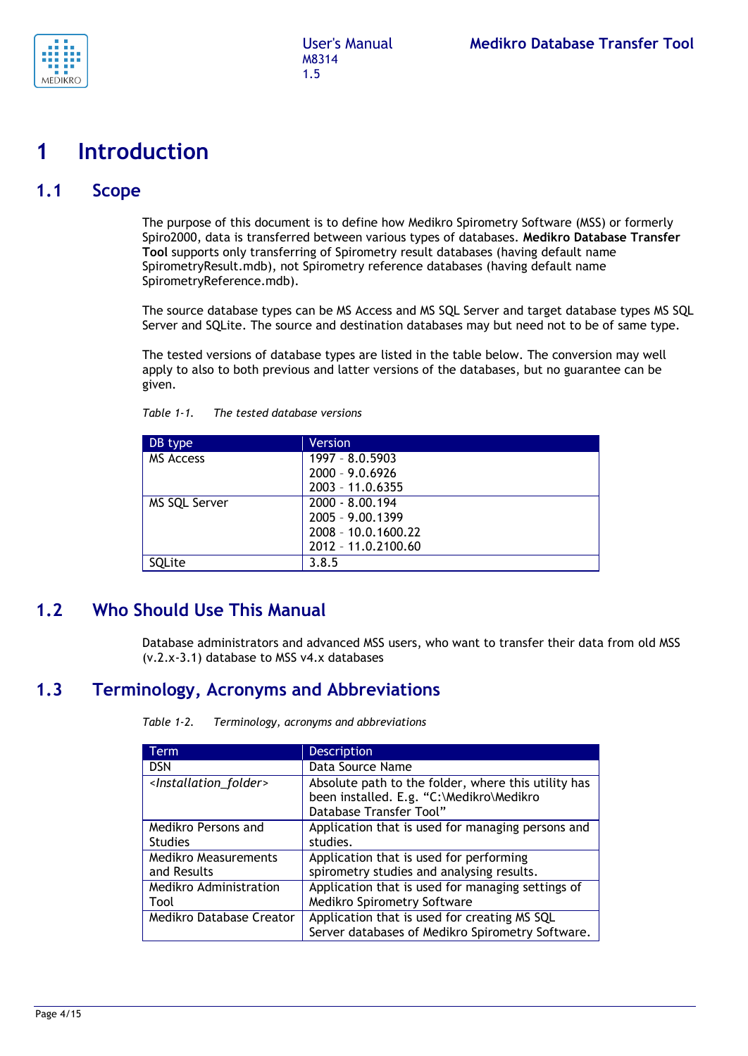# 1 Introduction

## 1.1 Scope

The purpose of this document is to define how Medikro Spirometry Software (MSS) or formerly Spiro2000, data is transferred between various types of databases. **Medikro Database Transfer Tool** supports only transferring of Spirometry result databases (having default name SpirometryResult.mdb), not Spirometry reference databases (having default name SpirometryReference.mdb).

The source database types can be MS Access and MS SQL Server and target database types MS SQL Server and SQLite. The source and destination databases may but need not to be of same type.

The tested versions of database types are listed in the table below. The conversion may well apply to also to both previous and latter versions of the databases, but no guarantee can be given.

*Table 1-1. The tested database versions*

| DB type | Version |
|---|---|
| MS Access | 1997 – 8.0.5903<br>2000 – 9.0.6926<br>2003 – 11.0.6355 |
| MS SQL Server | 2000 - 8.00.194<br>2005 – 9.00.1399<br>2008 – 10.0.1600.22<br>2012 – 11.0.2100.60 |
| SQLite | 3.8.5 |

## 1.2 Who Should Use This Manual

Database administrators and advanced MSS users, who want to transfer their data from old MSS (v.2.x-3.1) database to MSS v4.x databases

## 1.3 Terminology, Acronyms and Abbreviations

*Table 1-2. Terminology, acronyms and abbreviations*

| Term | Description |
|---|---|
| DSN | Data Source Name |
| *<Installation_folder>* | Absolute path to the folder, where this utility has been installed. E.g. "C:\Medikro\Medikro Database Transfer Tool" |
| Medikro Persons and Studies | Application that is used for managing persons and studies. |
| Medikro Measurements and Results | Application that is used for performing spirometry studies and analysing results. |
| Medikro Administration Tool | Application that is used for managing settings of Medikro Spirometry Software |
| Medikro Database Creator | Application that is used for creating MS SQL Server databases of Medikro Spirometry Software. |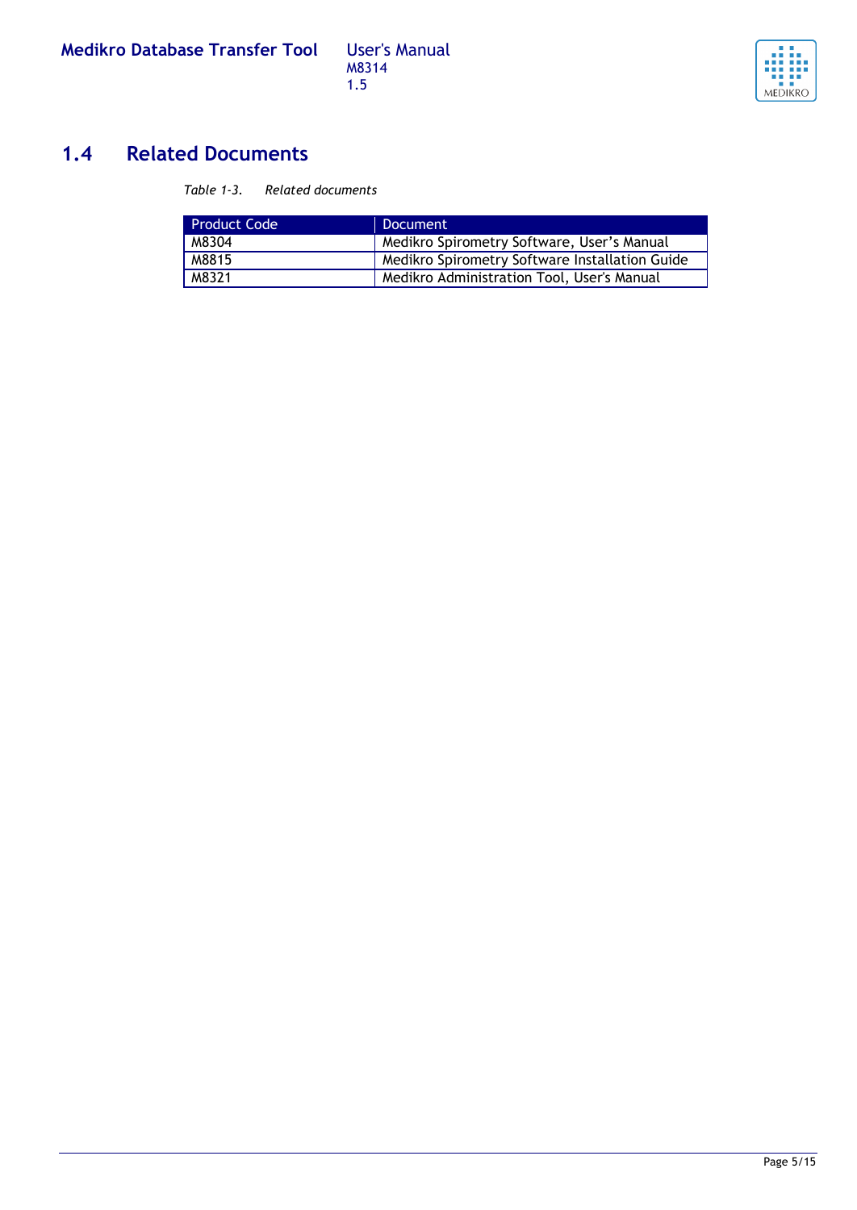## 1.4 Related Documents

*Table 1-3. Related documents*

| Product Code | Document |
|---|---|
| M8304 | Medikro Spirometry Software, User’s Manual |
| M8815 | Medikro Spirometry Software Installation Guide |
| M8321 | Medikro Administration Tool, User's Manual |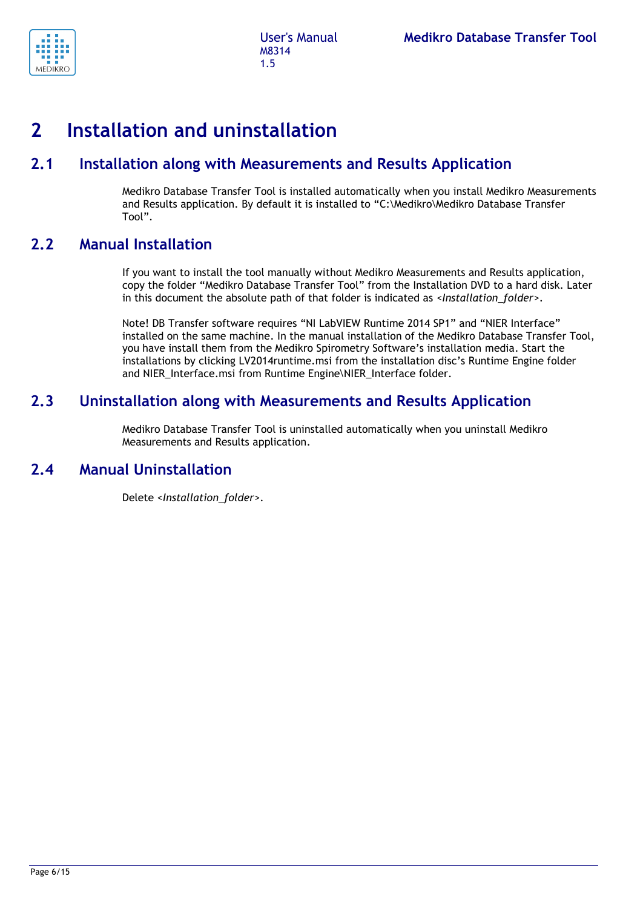# 2 Installation and uninstallation

## 2.1 Installation along with Measurements and Results Application

Medikro Database Transfer Tool is installed automatically when you install Medikro Measurements and Results application. By default it is installed to “C:\Medikro\Medikro Database Transfer Tool”.

## 2.2 Manual Installation

If you want to install the tool manually without Medikro Measurements and Results application, copy the folder “Medikro Database Transfer Tool” from the Installation DVD to a hard disk. Later in this document the absolute path of that folder is indicated as <*Installation_folder*>.

Note! DB Transfer software requires “NI LabVIEW Runtime 2014 SP1” and “NIER Interface” installed on the same machine. In the manual installation of the Medikro Database Transfer Tool, you have install them from the Medikro Spirometry Software’s installation media. Start the installations by clicking LV2014runtime.msi from the installation disc’s Runtime Engine folder and NIER_Interface.msi from Runtime Engine\NIER_Interface folder.

## 2.3 Uninstallation along with Measurements and Results Application

Medikro Database Transfer Tool is uninstalled automatically when you uninstall Medikro Measurements and Results application.

## 2.4 Manual Uninstallation

Delete <*Installation_folder*>.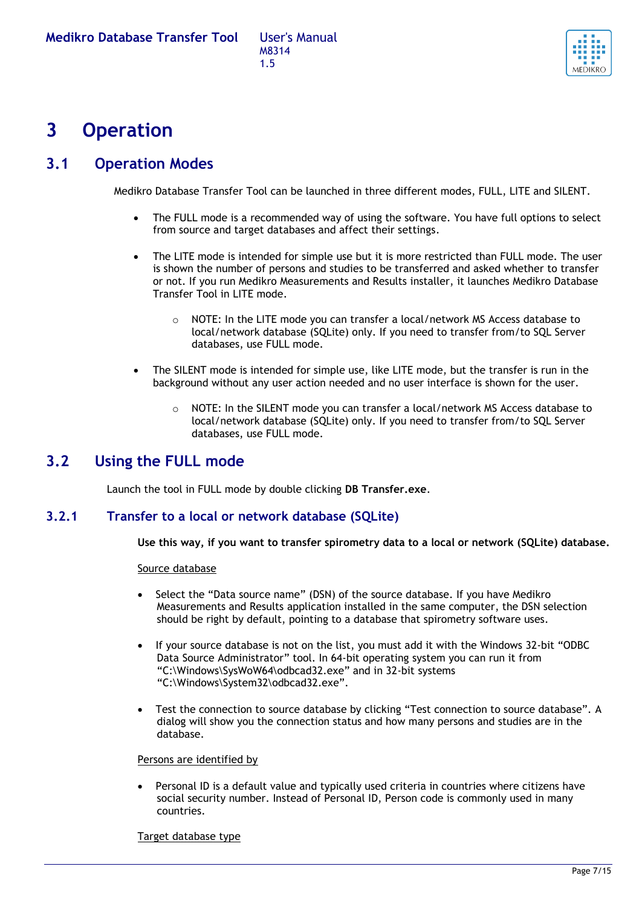# 3 Operation

## 3.1 Operation Modes

Medikro Database Transfer Tool can be launched in three different modes, FULL, LITE and SILENT.

- The FULL mode is a recommended way of using the software. You have full options to select from source and target databases and affect their settings.

- The LITE mode is intended for simple use but it is more restricted than FULL mode. The user is shown the number of persons and studies to be transferred and asked whether to transfer or not. If you run Medikro Measurements and Results installer, it launches Medikro Database Transfer Tool in LITE mode.

  - NOTE: In the LITE mode you can transfer a local/network MS Access database to local/network database (SQLite) only. If you need to transfer from/to SQL Server databases, use FULL mode.

- The SILENT mode is intended for simple use, like LITE mode, but the transfer is run in the background without any user action needed and no user interface is shown for the user.

  - NOTE: In the SILENT mode you can transfer a local/network MS Access database to local/network database (SQLite) only. If you need to transfer from/to SQL Server databases, use FULL mode.

## 3.2 Using the FULL mode

Launch the tool in FULL mode by double clicking **DB Transfer.exe**.

### 3.2.1 Transfer to a local or network database (SQLite)

**Use this way, if you want to transfer spirometry data to a local or network (SQLite) database.**

<u>Source database</u>

- Select the “Data source name” (DSN) of the source database. If you have Medikro Measurements and Results application installed in the same computer, the DSN selection should be right by default, pointing to a database that spirometry software uses.

- If your source database is not on the list, you must add it with the Windows 32-bit “ODBC Data Source Administrator” tool. In 64-bit operating system you can run it from “C:\Windows\SysWoW64\odbcad32.exe” and in 32-bit systems “C:\Windows\System32\odbcad32.exe”.

- Test the connection to source database by clicking “Test connection to source database”. A dialog will show you the connection status and how many persons and studies are in the database.

<u>Persons are identified by</u>

- Personal ID is a default value and typically used criteria in countries where citizens have social security number. Instead of Personal ID, Person code is commonly used in many countries.

<u>Target database type</u>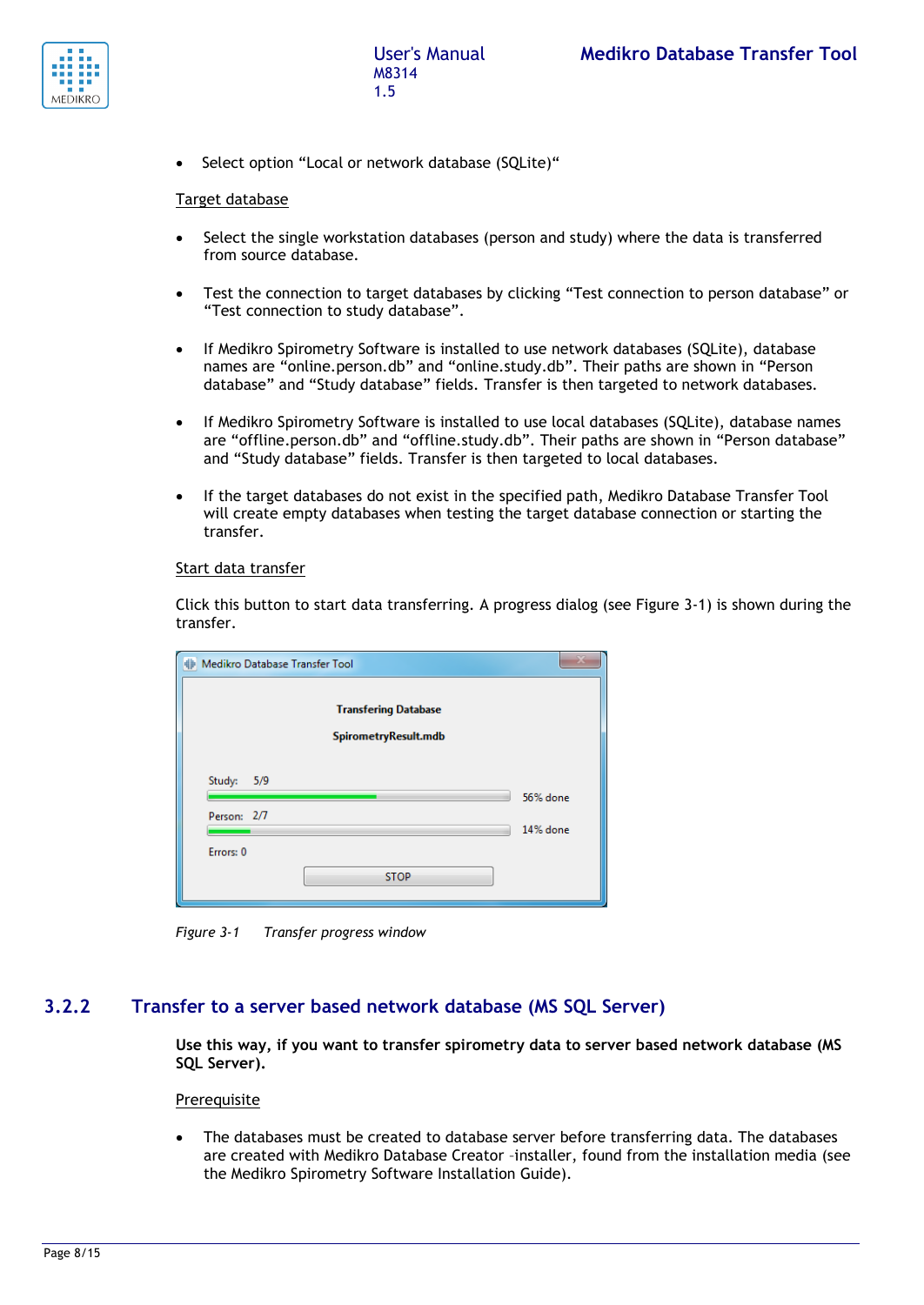- Select option "Local or network database (SQLite)"

Target database

- Select the single workstation databases (person and study) where the data is transferred from source database.

- Test the connection to target databases by clicking "Test connection to person database" or "Test connection to study database".

- If Medikro Spirometry Software is installed to use network databases (SQLite), database names are "online.person.db" and "online.study.db". Their paths are shown in "Person database" and "Study database" fields. Transfer is then targeted to network databases.

- If Medikro Spirometry Software is installed to use local databases (SQLite), database names are "offline.person.db" and "offline.study.db". Their paths are shown in "Person database" and "Study database" fields. Transfer is then targeted to local databases.

- If the target databases do not exist in the specified path, Medikro Database Transfer Tool will create empty databases when testing the target database connection or starting the transfer.

Start data transfer

Click this button to start data transferring. A progress dialog (see Figure 3-1) is shown during the transfer.

*Figure 3-1 Transfer progress window*

## 3.2.2 Transfer to a server based network database (MS SQL Server)

**Use this way, if you want to transfer spirometry data to server based network database (MS SQL Server).**

Prerequisite

- The databases must be created to database server before transferring data. The databases are created with Medikro Database Creator -installer, found from the installation media (see the Medikro Spirometry Software Installation Guide).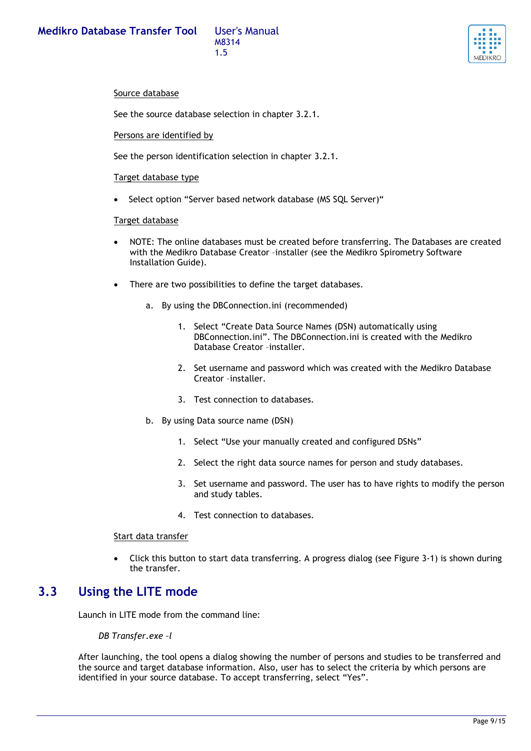Source database

See the source database selection in chapter 3.2.1.

Persons are identified by

See the person identification selection in chapter 3.2.1.

Target database type

- Select option “Server based network database (MS SQL Server)“

Target database

- NOTE: The online databases must be created before transferring. The Databases are created with the Medikro Database Creator –installer (see the Medikro Spirometry Software Installation Guide).

- There are two possibilities to define the target databases.

  a. By using the DBConnection.ini (recommended)

     1. Select “Create Data Source Names (DSN) automatically using DBConnection.ini”. The DBConnection.ini is created with the Medikro Database Creator –installer.

     2. Set username and password which was created with the Medikro Database Creator –installer.

     3. Test connection to databases.

  b. By using Data source name (DSN)

     1. Select “Use your manually created and configured DSNs”

     2. Select the right data source names for person and study databases.

     3. Set username and password. The user has to have rights to modify the person and study tables.

     4. Test connection to databases.

Start data transfer

- Click this button to start data transferring. A progress dialog (see Figure 3-1) is shown during the transfer.

## 3.3 Using the LITE mode

Launch in LITE mode from the command line:

*DB Transfer.exe –l*

After launching, the tool opens a dialog showing the number of persons and studies to be transferred and the source and target database information. Also, user has to select the criteria by which persons are identified in your source database. To accept transferring, select “Yes”.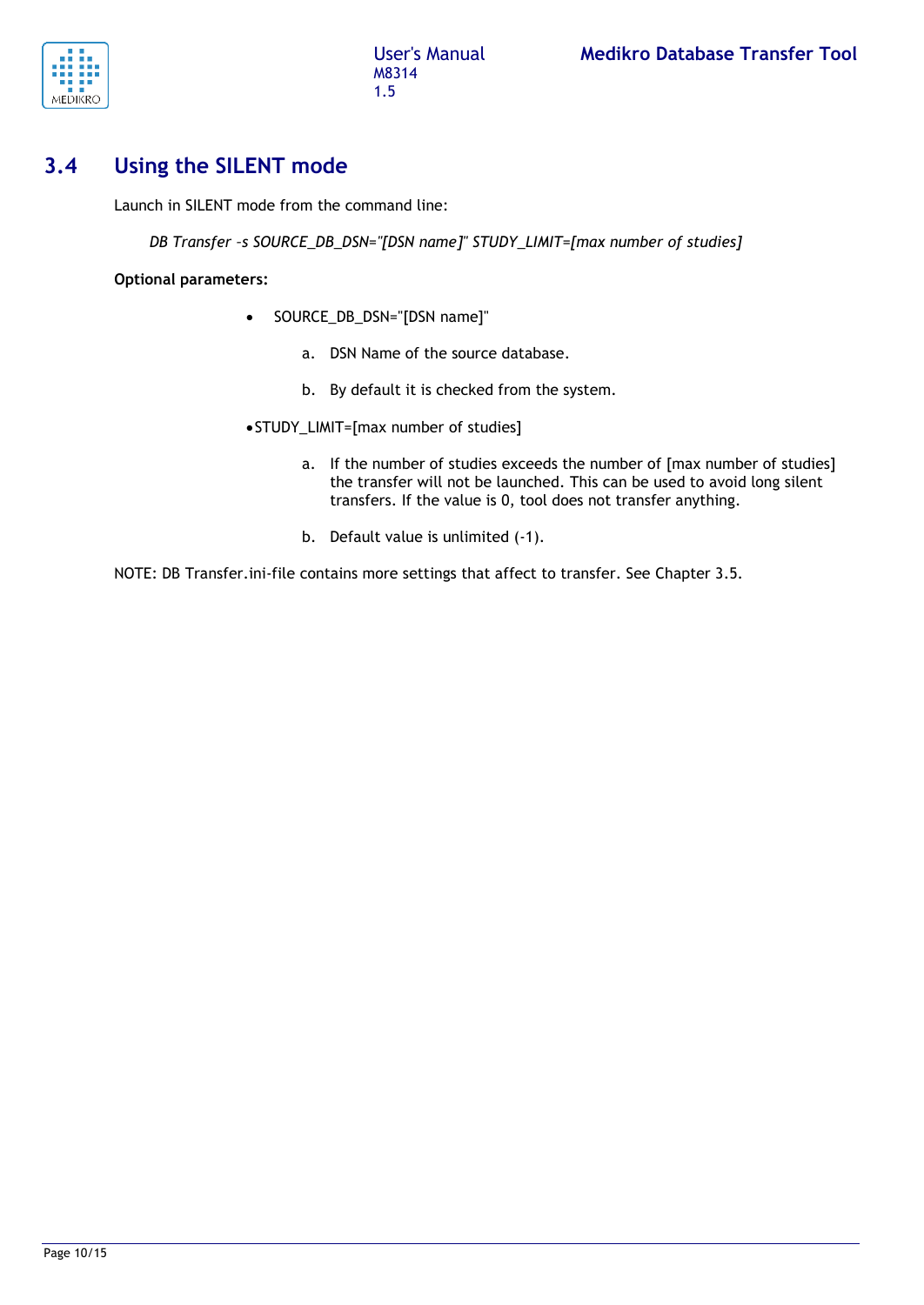## 3.4 Using the SILENT mode

Launch in SILENT mode from the command line:

*DB Transfer –s SOURCE_DB_DSN="[DSN name]" STUDY_LIMIT=[max number of studies]*

**Optional parameters:**

- SOURCE_DB_DSN="[DSN name]"
    a. DSN Name of the source database.
    b. By default it is checked from the system.
- STUDY_LIMIT=[max number of studies]
    a. If the number of studies exceeds the number of [max number of studies] the transfer will not be launched. This can be used to avoid long silent transfers. If the value is 0, tool does not transfer anything.
    b. Default value is unlimited (-1).

NOTE: DB Transfer.ini-file contains more settings that affect to transfer. See Chapter 3.5.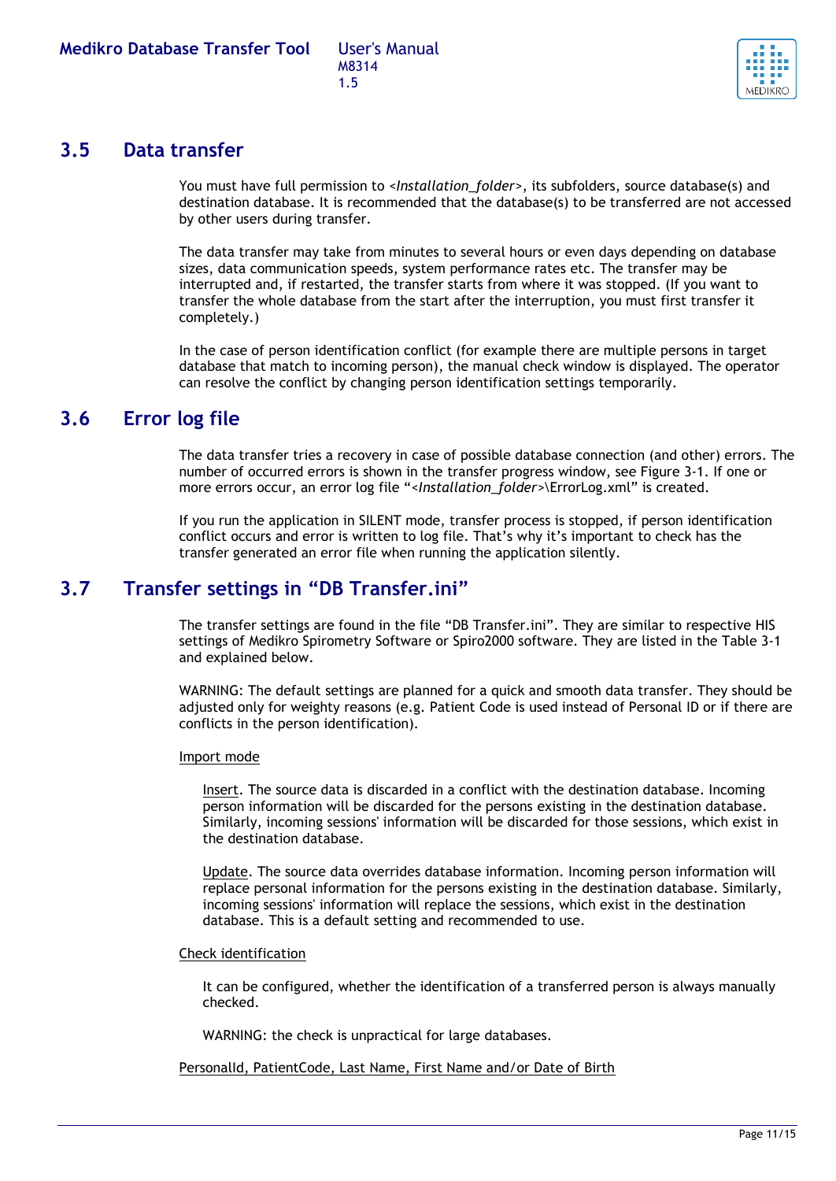## 3.5 Data transfer

You must have full permission to <*Installation_folder*>, its subfolders, source database(s) and destination database. It is recommended that the database(s) to be transferred are not accessed by other users during transfer.

The data transfer may take from minutes to several hours or even days depending on database sizes, data communication speeds, system performance rates etc. The transfer may be interrupted and, if restarted, the transfer starts from where it was stopped. (If you want to transfer the whole database from the start after the interruption, you must first transfer it completely.)

In the case of person identification conflict (for example there are multiple persons in target database that match to incoming person), the manual check window is displayed. The operator can resolve the conflict by changing person identification settings temporarily.

## 3.6 Error log file

The data transfer tries a recovery in case of possible database connection (and other) errors. The number of occurred errors is shown in the transfer progress window, see Figure 3-1. If one or more errors occur, an error log file "<*Installation_folder*>\ErrorLog.xml" is created.

If you run the application in SILENT mode, transfer process is stopped, if person identification conflict occurs and error is written to log file. That's why it's important to check has the transfer generated an error file when running the application silently.

## 3.7 Transfer settings in "DB Transfer.ini"

The transfer settings are found in the file "DB Transfer.ini". They are similar to respective HIS settings of Medikro Spirometry Software or Spiro2000 software. They are listed in the Table 3-1 and explained below.

WARNING: The default settings are planned for a quick and smooth data transfer. They should be adjusted only for weighty reasons (e.g. Patient Code is used instead of Personal ID or if there are conflicts in the person identification).

<u>Import mode</u>

<u>Insert</u>. The source data is discarded in a conflict with the destination database. Incoming person information will be discarded for the persons existing in the destination database. Similarly, incoming sessions' information will be discarded for those sessions, which exist in the destination database.

<u>Update</u>. The source data overrides database information. Incoming person information will replace personal information for the persons existing in the destination database. Similarly, incoming sessions' information will replace the sessions, which exist in the destination database. This is a default setting and recommended to use.

<u>Check identification</u>

It can be configured, whether the identification of a transferred person is always manually checked.

WARNING: the check is unpractical for large databases.

<u>PersonalId, PatientCode, Last Name, First Name and/or Date of Birth</u>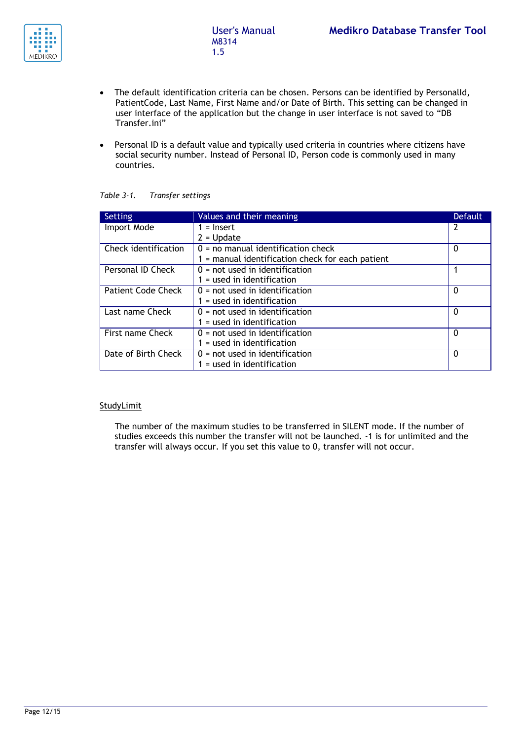- The default identification criteria can be chosen. Persons can be identified by PersonalId, PatientCode, Last Name, First Name and/or Date of Birth. This setting can be changed in user interface of the application but the change in user interface is not saved to "DB Transfer.ini"

- Personal ID is a default value and typically used criteria in countries where citizens have social security number. Instead of Personal ID, Person code is commonly used in many countries.

*Table 3-1. Transfer settings*

| Setting | Values and their meaning | Default |
|---|---|---|
| Import Mode | 1 = Insert<br>2 = Update | 2 |
| Check identification | 0 = no manual identification check<br>1 = manual identification check for each patient | 0 |
| Personal ID Check | 0 = not used in identification<br>1 = used in identification | 1 |
| Patient Code Check | 0 = not used in identification<br>1 = used in identification | 0 |
| Last name Check | 0 = not used in identification<br>1 = used in identification | 0 |
| First name Check | 0 = not used in identification<br>1 = used in identification | 0 |
| Date of Birth Check | 0 = not used in identification<br>1 = used in identification | 0 |

<u>StudyLimit</u>

The number of the maximum studies to be transferred in SILENT mode. If the number of studies exceeds this number the transfer will not be launched. -1 is for unlimited and the transfer will always occur. If you set this value to 0, transfer will not occur.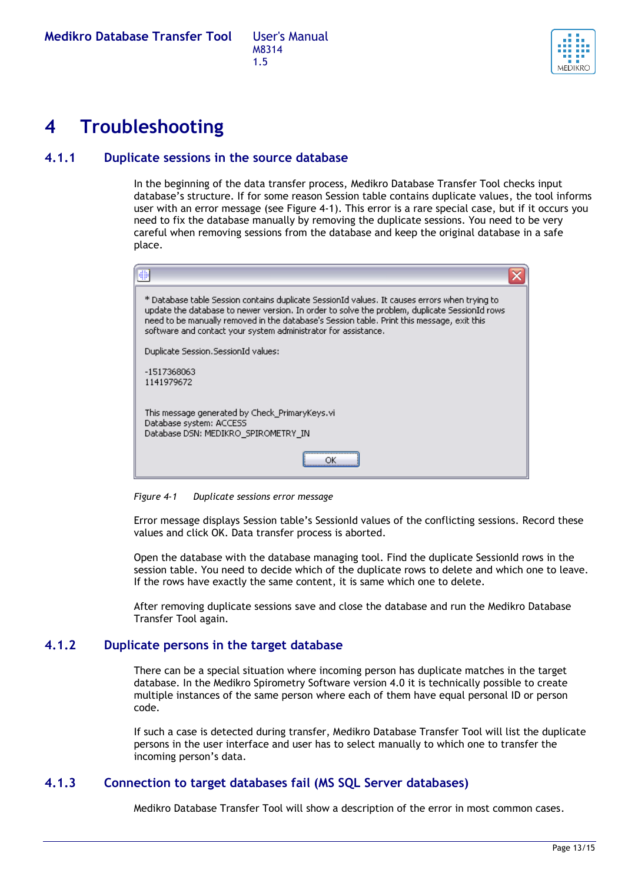# 4 Troubleshooting

### 4.1.1 Duplicate sessions in the source database

In the beginning of the data transfer process, Medikro Database Transfer Tool checks input database's structure. If for some reason Session table contains duplicate values, the tool informs user with an error message (see Figure 4-1). This error is a rare special case, but if it occurs you need to fix the database manually by removing the duplicate sessions. You need to be very careful when removing sessions from the database and keep the original database in a safe place.

```
* Database table Session contains duplicate SessionId values. It causes errors when trying to
update the database to newer version. In order to solve the problem, duplicate SessionId rows
need to be manually removed in the database's Session table. Print this message, exit this
software and contact your system administrator for assistance.

Duplicate Session.SessionId values:

-1517368063
1141979672


This message generated by Check_PrimaryKeys.vi
Database system: ACCESS
Database DSN: MEDIKRO_SPIROMETRY_IN

OK
```

*Figure 4-1 Duplicate sessions error message*

Error message displays Session table's SessionId values of the conflicting sessions. Record these values and click OK. Data transfer process is aborted.

Open the database with the database managing tool. Find the duplicate SessionId rows in the session table. You need to decide which of the duplicate rows to delete and which one to leave. If the rows have exactly the same content, it is same which one to delete.

After removing duplicate sessions save and close the database and run the Medikro Database Transfer Tool again.

### 4.1.2 Duplicate persons in the target database

There can be a special situation where incoming person has duplicate matches in the target database. In the Medikro Spirometry Software version 4.0 it is technically possible to create multiple instances of the same person where each of them have equal personal ID or person code.

If such a case is detected during transfer, Medikro Database Transfer Tool will list the duplicate persons in the user interface and user has to select manually to which one to transfer the incoming person's data.

### 4.1.3 Connection to target databases fail (MS SQL Server databases)

Medikro Database Transfer Tool will show a description of the error in most common cases.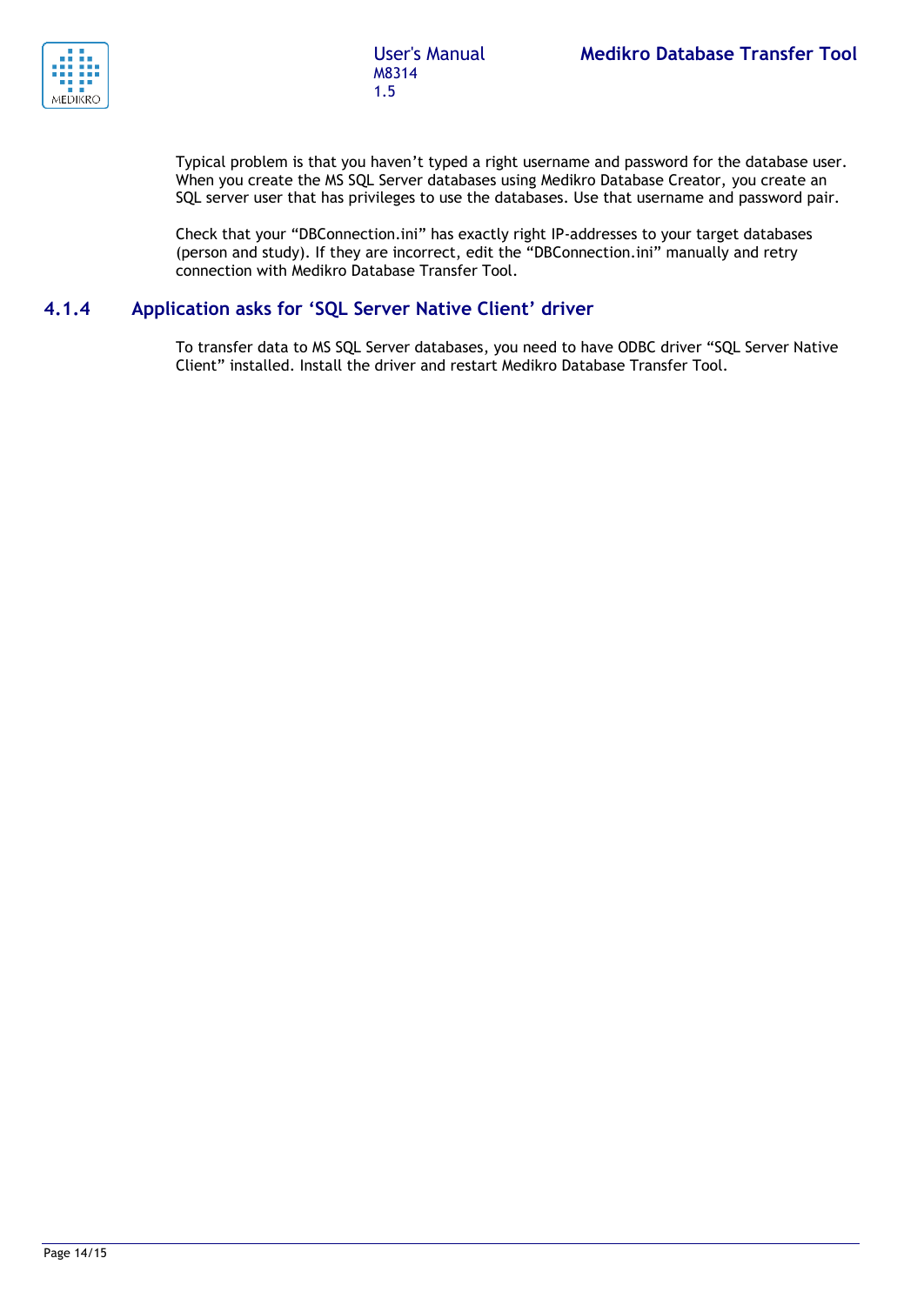Typical problem is that you haven't typed a right username and password for the database user. When you create the MS SQL Server databases using Medikro Database Creator, you create an SQL server user that has privileges to use the databases. Use that username and password pair.

Check that your "DBConnection.ini" has exactly right IP-addresses to your target databases (person and study). If they are incorrect, edit the "DBConnection.ini" manually and retry connection with Medikro Database Transfer Tool.

### 4.1.4 Application asks for 'SQL Server Native Client' driver

To transfer data to MS SQL Server databases, you need to have ODBC driver "SQL Server Native Client" installed. Install the driver and restart Medikro Database Transfer Tool.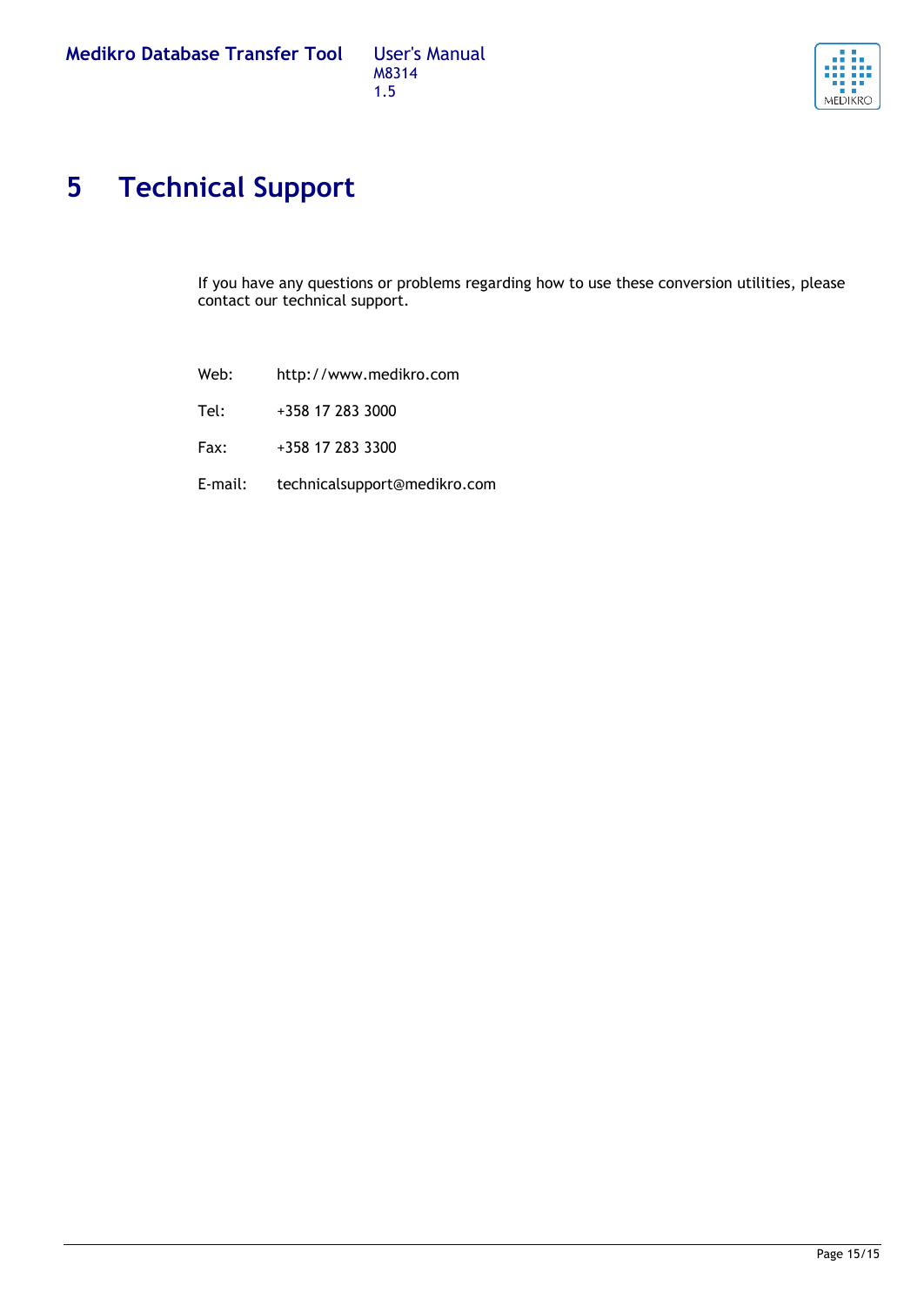# 5 Technical Support

If you have any questions or problems regarding how to use these conversion utilities, please contact our technical support.

| | |
|---|---|
| Web: | http://www.medikro.com |
| Tel: | +358 17 283 3000 |
| Fax: | +358 17 283 3300 |
| E-mail: | technicalsupport@medikro.com |